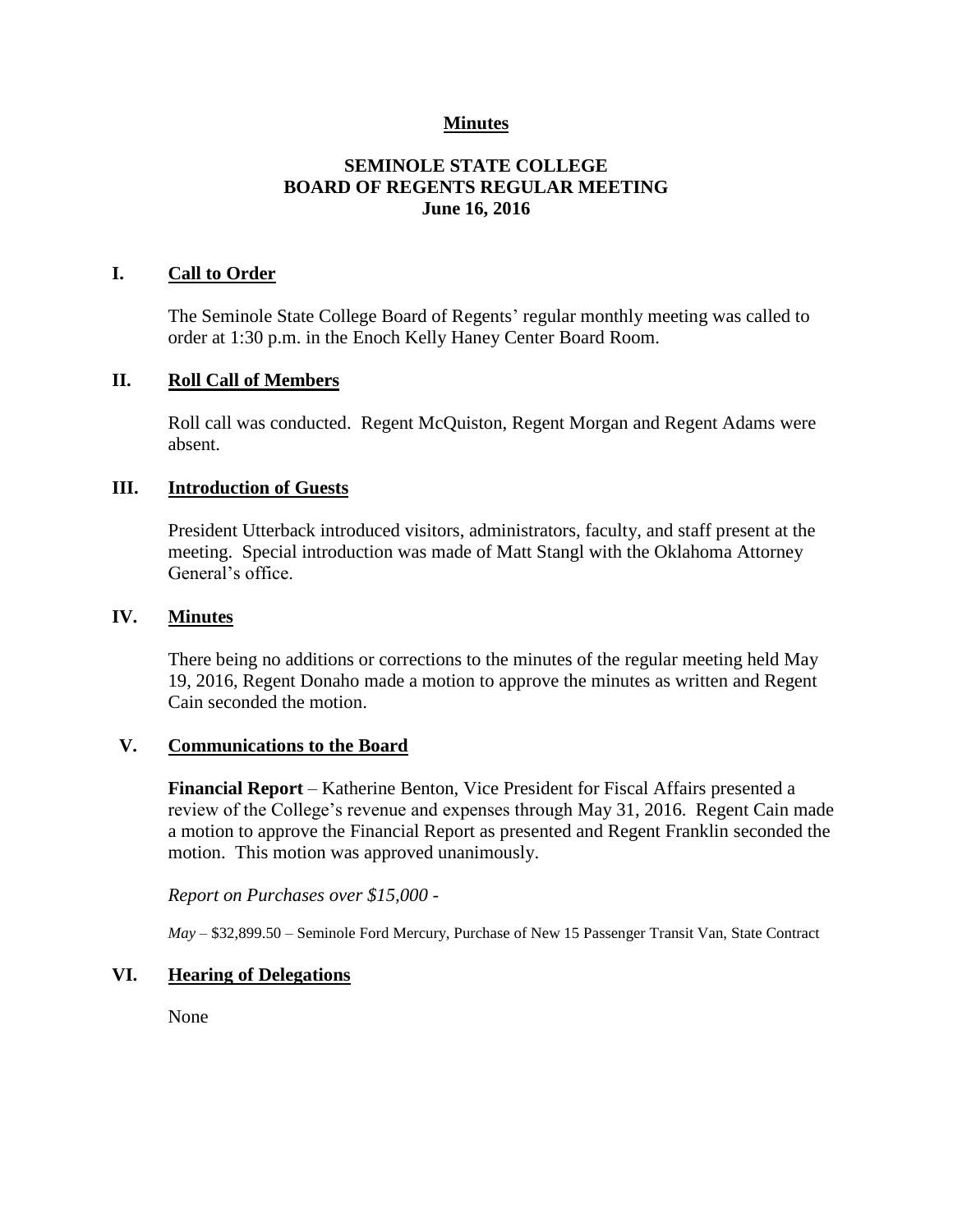**Minutes**

# SEMINOLE STATE COLLEGE
# BOARD OF REGENTS REGULAR MEETING
## June 16, 2016

## I. Call to Order

The Seminole State College Board of Regents' regular monthly meeting was called to order at 1:30 p.m. in the Enoch Kelly Haney Center Board Room.

## II. Roll Call of Members

Roll call was conducted. Regent McQuiston, Regent Morgan and Regent Adams were absent.

## III. Introduction of Guests

President Utterback introduced visitors, administrators, faculty, and staff present at the meeting. Special introduction was made of Matt Stangl with the Oklahoma Attorney General's office.

## IV. Minutes

There being no additions or corrections to the minutes of the regular meeting held May 19, 2016, Regent Donaho made a motion to approve the minutes as written and Regent Cain seconded the motion.

## V. Communications to the Board

**Financial Report** – Katherine Benton, Vice President for Fiscal Affairs presented a review of the College's revenue and expenses through May 31, 2016. Regent Cain made a motion to approve the Financial Report as presented and Regent Franklin seconded the motion. This motion was approved unanimously.

*Report on Purchases over $15,000 -*

*May* – $32,899.50 – Seminole Ford Mercury, Purchase of New 15 Passenger Transit Van, State Contract

## VI. Hearing of Delegations

None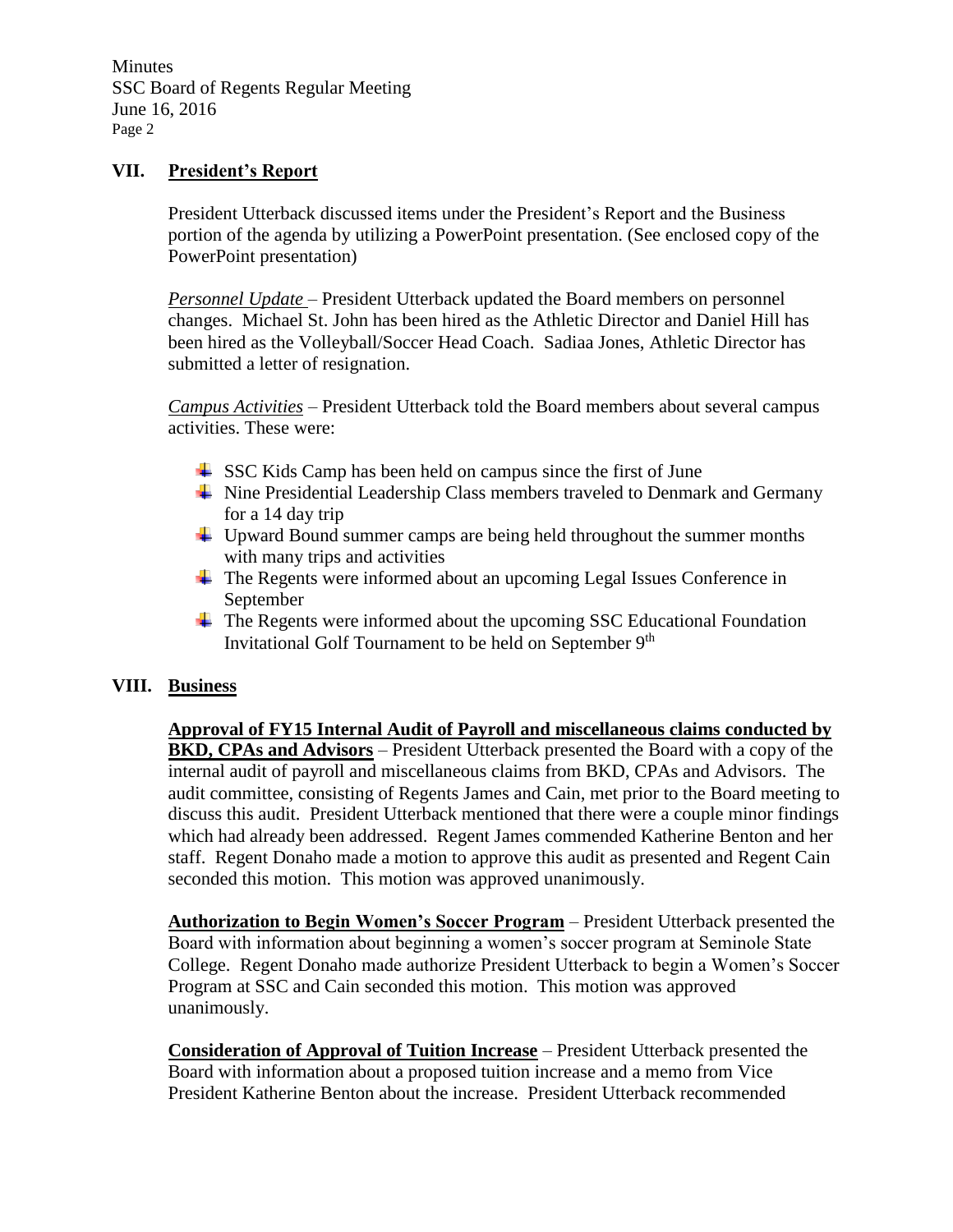## VII. President's Report

President Utterback discussed items under the President's Report and the Business portion of the agenda by utilizing a PowerPoint presentation. (See enclosed copy of the PowerPoint presentation)

*Personnel Update* – President Utterback updated the Board members on personnel changes. Michael St. John has been hired as the Athletic Director and Daniel Hill has been hired as the Volleyball/Soccer Head Coach. Sadiaa Jones, Athletic Director has submitted a letter of resignation.

*Campus Activities* – President Utterback told the Board members about several campus activities. These were:

- SSC Kids Camp has been held on campus since the first of June
- Nine Presidential Leadership Class members traveled to Denmark and Germany for a 14 day trip
- Upward Bound summer camps are being held throughout the summer months with many trips and activities
- The Regents were informed about an upcoming Legal Issues Conference in September
- The Regents were informed about the upcoming SSC Educational Foundation Invitational Golf Tournament to be held on September 9th

## VIII. Business

**Approval of FY15 Internal Audit of Payroll and miscellaneous claims conducted by BKD, CPAs and Advisors** – President Utterback presented the Board with a copy of the internal audit of payroll and miscellaneous claims from BKD, CPAs and Advisors. The audit committee, consisting of Regents James and Cain, met prior to the Board meeting to discuss this audit. President Utterback mentioned that there were a couple minor findings which had already been addressed. Regent James commended Katherine Benton and her staff. Regent Donaho made a motion to approve this audit as presented and Regent Cain seconded this motion. This motion was approved unanimously.

**Authorization to Begin Women's Soccer Program** – President Utterback presented the Board with information about beginning a women's soccer program at Seminole State College. Regent Donaho made authorize President Utterback to begin a Women's Soccer Program at SSC and Cain seconded this motion. This motion was approved unanimously.

**Consideration of Approval of Tuition Increase** – President Utterback presented the Board with information about a proposed tuition increase and a memo from Vice President Katherine Benton about the increase. President Utterback recommended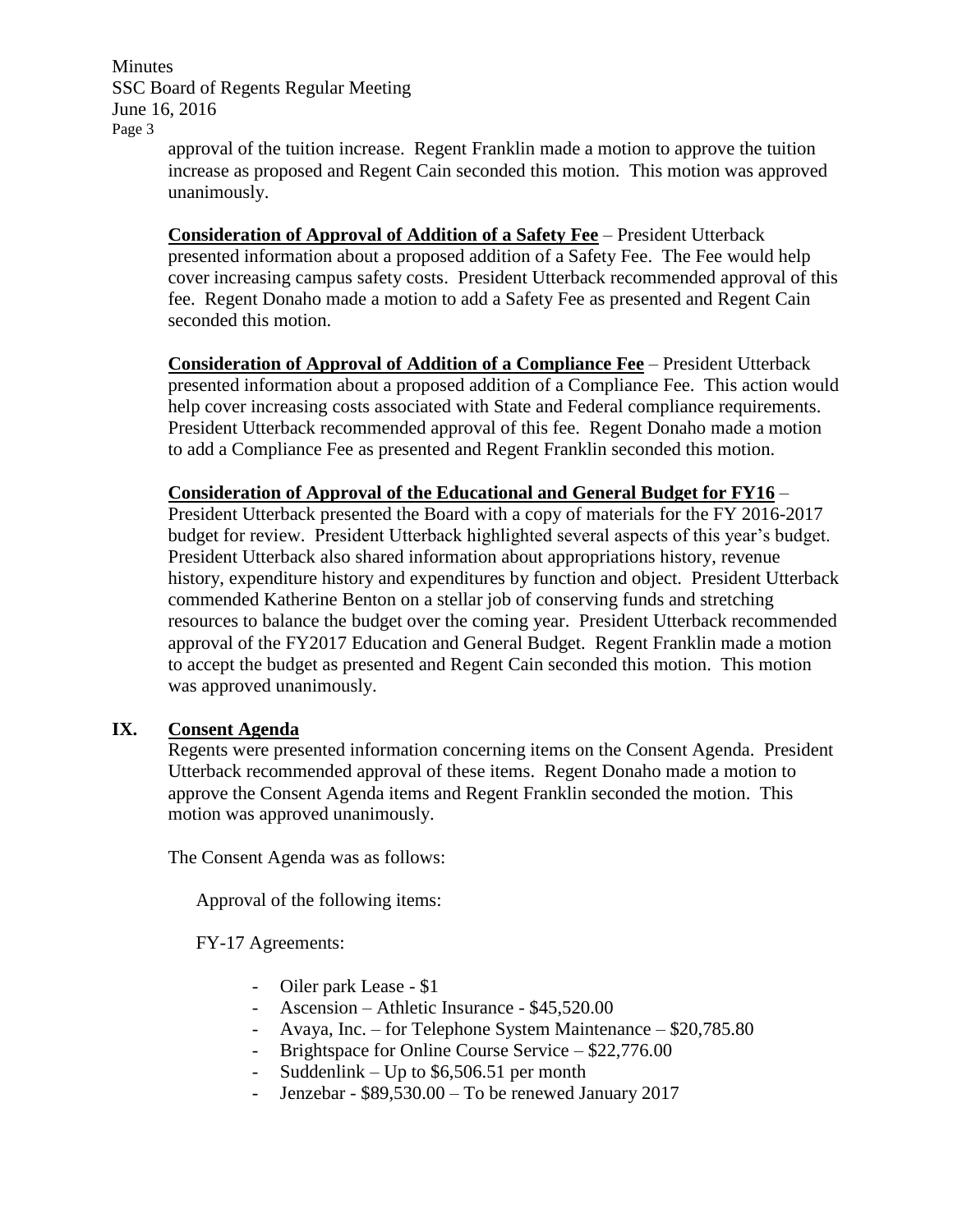approval of the tuition increase. Regent Franklin made a motion to approve the tuition increase as proposed and Regent Cain seconded this motion. This motion was approved unanimously.

**Consideration of Approval of Addition of a Safety Fee** – President Utterback presented information about a proposed addition of a Safety Fee. The Fee would help cover increasing campus safety costs. President Utterback recommended approval of this fee. Regent Donaho made a motion to add a Safety Fee as presented and Regent Cain seconded this motion.

**Consideration of Approval of Addition of a Compliance Fee** – President Utterback presented information about a proposed addition of a Compliance Fee. This action would help cover increasing costs associated with State and Federal compliance requirements. President Utterback recommended approval of this fee. Regent Donaho made a motion to add a Compliance Fee as presented and Regent Franklin seconded this motion.

**Consideration of Approval of the Educational and General Budget for FY16** – President Utterback presented the Board with a copy of materials for the FY 2016-2017 budget for review. President Utterback highlighted several aspects of this year's budget. President Utterback also shared information about appropriations history, revenue history, expenditure history and expenditures by function and object. President Utterback commended Katherine Benton on a stellar job of conserving funds and stretching resources to balance the budget over the coming year. President Utterback recommended approval of the FY2017 Education and General Budget. Regent Franklin made a motion to accept the budget as presented and Regent Cain seconded this motion. This motion was approved unanimously.

## IX. Consent Agenda

Regents were presented information concerning items on the Consent Agenda. President Utterback recommended approval of these items. Regent Donaho made a motion to approve the Consent Agenda items and Regent Franklin seconded the motion. This motion was approved unanimously.

The Consent Agenda was as follows:

Approval of the following items:

FY-17 Agreements:

- Oiler park Lease - $1
- Ascension – Athletic Insurance - $45,520.00
- Avaya, Inc. – for Telephone System Maintenance – $20,785.80
- Brightspace for Online Course Service – $22,776.00
- Suddenlink – Up to $6,506.51 per month
- Jenzebar - $89,530.00 – To be renewed January 2017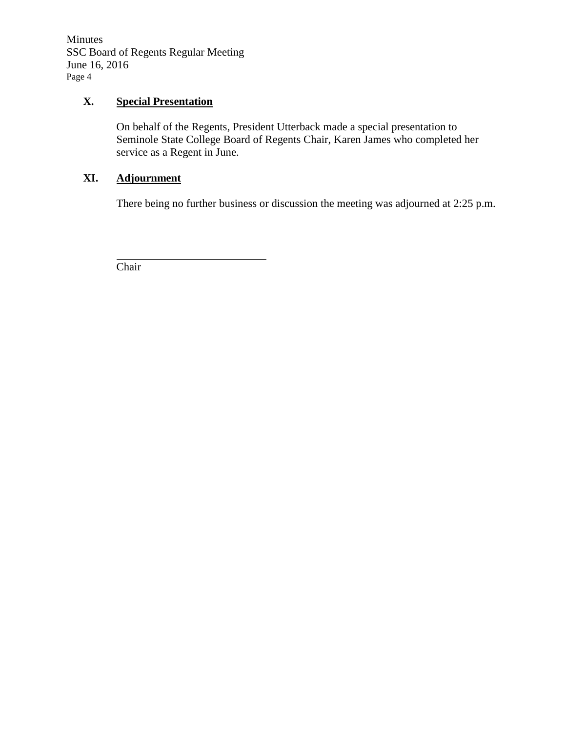## X. Special Presentation

On behalf of the Regents, President Utterback made a special presentation to Seminole State College Board of Regents Chair, Karen James who completed her service as a Regent in June.

## XI. Adjournment

There being no further business or discussion the meeting was adjourned at 2:25 p.m.

\_\_\_\_\_\_\_\_\_\_\_\_\_\_\_\_\_\_\_\_\_\_\_\_\_\_\_\_\_\_

Chair